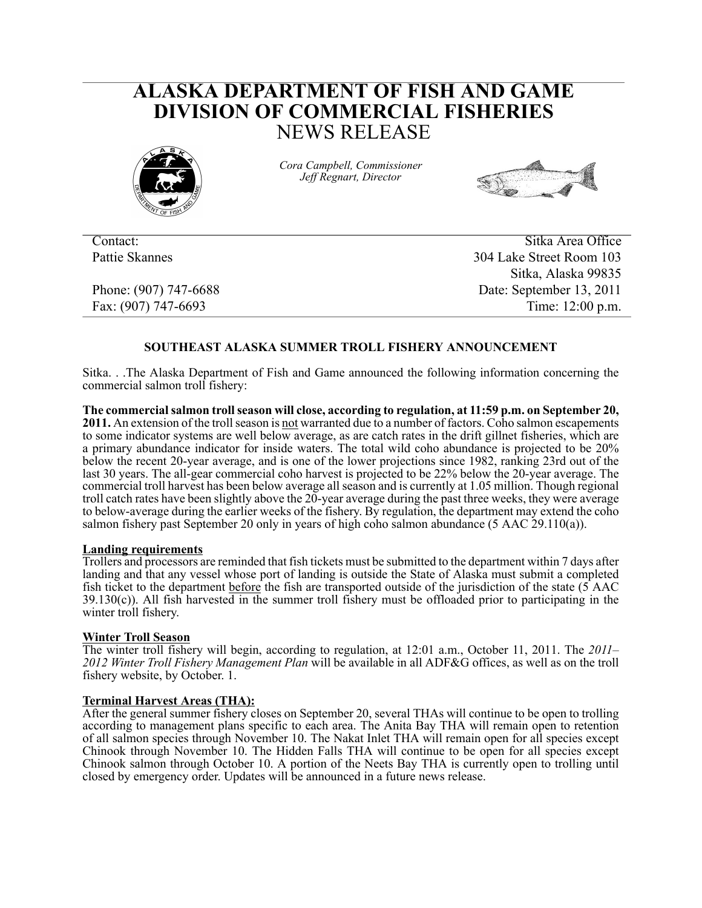# ALASKA DEPARTMENT OF FISH AND GAME
# DIVISION OF COMMERCIAL FISHERIES
## NEWS RELEASE

*Cora Campbell, Commissioner*
*Jeff Regnart, Director*

| | |
|---|---|
| Contact: | Sitka Area Office |
| Pattie Skannes | 304 Lake Street Room 103 |
| | Sitka, Alaska 99835 |
| Phone: (907) 747-6688 | Date: September 13, 2011 |
| Fax: (907) 747-6693 | Time: 12:00 p.m. |

### SOUTHEAST ALASKA SUMMER TROLL FISHERY ANNOUNCEMENT

Sitka. . .The Alaska Department of Fish and Game announced the following information concerning the commercial salmon troll fishery:

**The commercial salmon troll season will close, according to regulation, at 11:59 p.m. on September 20, 2011.** An extension of the troll season is not warranted due to a number of factors. Coho salmon escapements to some indicator systems are well below average, as are catch rates in the drift gillnet fisheries, which are a primary abundance indicator for inside waters. The total wild coho abundance is projected to be 20% below the recent 20-year average, and is one of the lower projections since 1982, ranking 23rd out of the last 30 years. The all-gear commercial coho harvest is projected to be 22% below the 20-year average. The commercial troll harvest has been below average all season and is currently at 1.05 million. Though regional troll catch rates have been slightly above the 20-year average during the past three weeks, they were average to below-average during the earlier weeks of the fishery. By regulation, the department may extend the coho salmon fishery past September 20 only in years of high coho salmon abundance (5 AAC 29.110(a)).

**Landing requirements**

Trollers and processors are reminded that fish tickets must be submitted to the department within 7 days after landing and that any vessel whose port of landing is outside the State of Alaska must submit a completed fish ticket to the department before the fish are transported outside of the jurisdiction of the state (5 AAC 39.130(c)). All fish harvested in the summer troll fishery must be offloaded prior to participating in the winter troll fishery.

**Winter Troll Season**

The winter troll fishery will begin, according to regulation, at 12:01 a.m., October 11, 2011. The *2011–2012 Winter Troll Fishery Management Plan* will be available in all ADF&G offices, as well as on the troll fishery website, by October. 1.

**Terminal Harvest Areas (THA):**

After the general summer fishery closes on September 20, several THAs will continue to be open to trolling according to management plans specific to each area. The Anita Bay THA will remain open to retention of all salmon species through November 10. The Nakat Inlet THA will remain open for all species except Chinook through November 10. The Hidden Falls THA will continue to be open for all species except Chinook salmon through October 10. A portion of the Neets Bay THA is currently open to trolling until closed by emergency order. Updates will be announced in a future news release.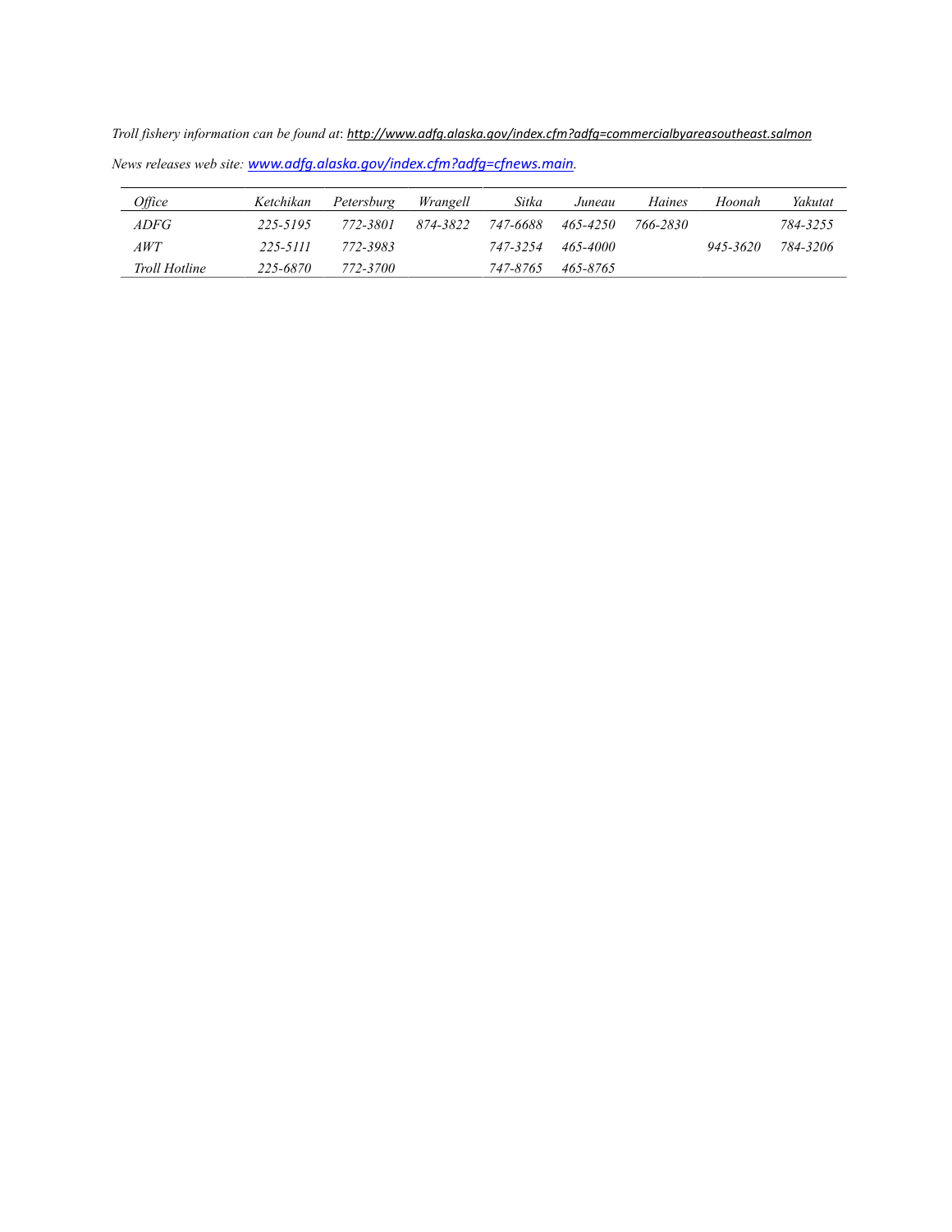*Troll fishery information can be found at*: ***http://www.adfg.alaska.gov/index.cfm?adfg=commercialbyareasoutheast.salmon***

*News releases web site:* *www.adfg.alaska.gov/index.cfm?adfg=cfnews.main*.

| *Office* | *Ketchikan* | *Petersburg* | *Wrangell* | *Sitka* | *Juneau* | *Haines* | *Hoonah* | *Yakutat* |
|---|---|---|---|---|---|---|---|---|
| *ADFG* | *225-5195* | *772-3801* | *874-3822* | *747-6688* | *465-4250* | *766-2830* | | *784-3255* |
| *AWT* | *225-5111* | *772-3983* | | *747-3254* | *465-4000* | | *945-3620* | *784-3206* |
| *Troll Hotline* | *225-6870* | *772-3700* | | *747-8765* | *465-8765* | | | |